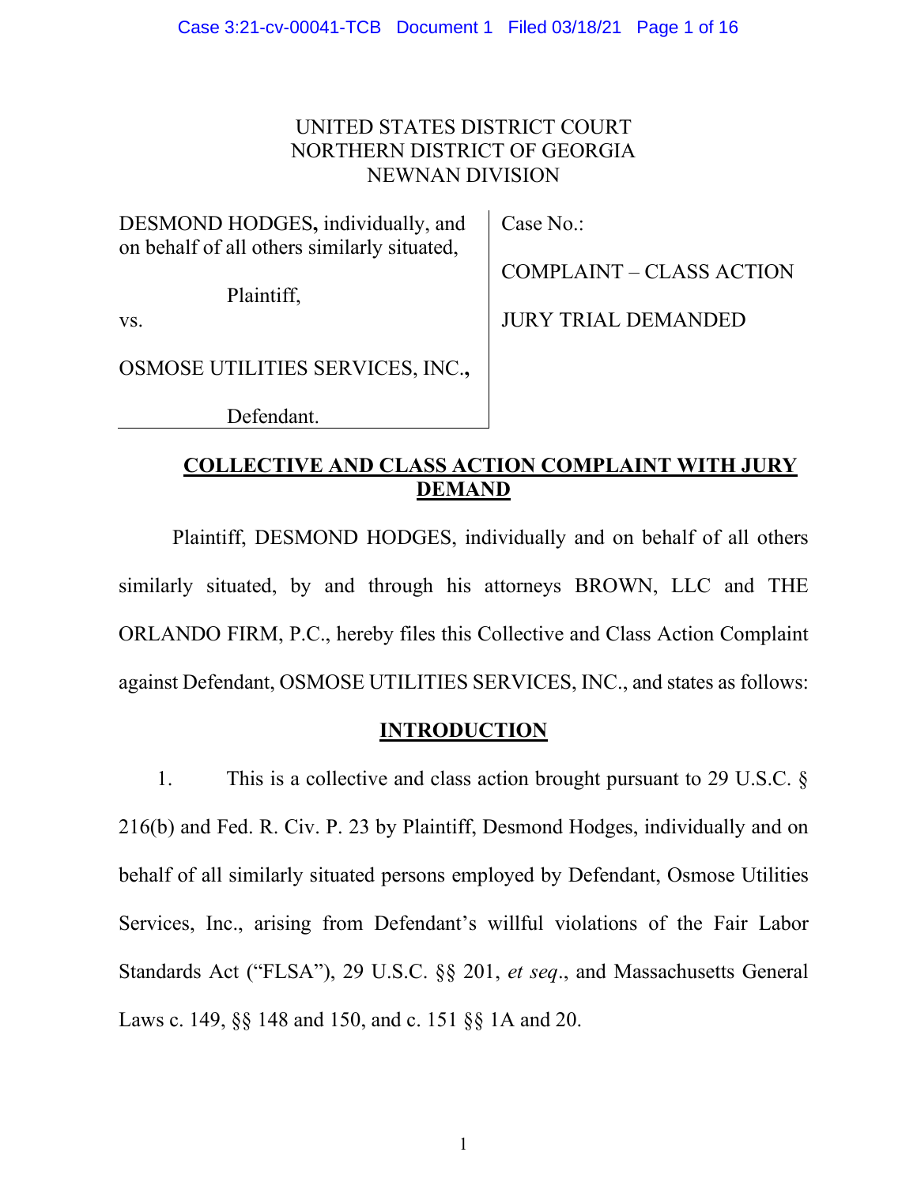UNITED STATES DISTRICT COURT
NORTHERN DISTRICT OF GEORGIA
NEWNAN DIVISION

| | |
|---|---|
| DESMOND HODGES, individually, and on behalf of all others similarly situated,<br><br>Plaintiff,<br><br>vs.<br><br>OSMOSE UTILITIES SERVICES, INC.,<br><br>Defendant. | Case No.:<br><br>COMPLAINT – CLASS ACTION<br><br>JURY TRIAL DEMANDED |

## COLLECTIVE AND CLASS ACTION COMPLAINT WITH JURY DEMAND

Plaintiff, DESMOND HODGES, individually and on behalf of all others similarly situated, by and through his attorneys BROWN, LLC and THE ORLANDO FIRM, P.C., hereby files this Collective and Class Action Complaint against Defendant, OSMOSE UTILITIES SERVICES, INC., and states as follows:

## INTRODUCTION

1. This is a collective and class action brought pursuant to 29 U.S.C. § 216(b) and Fed. R. Civ. P. 23 by Plaintiff, Desmond Hodges, individually and on behalf of all similarly situated persons employed by Defendant, Osmose Utilities Services, Inc., arising from Defendant's willful violations of the Fair Labor Standards Act ("FLSA"), 29 U.S.C. §§ 201, *et seq*., and Massachusetts General Laws c. 149, §§ 148 and 150, and c. 151 §§ 1A and 20.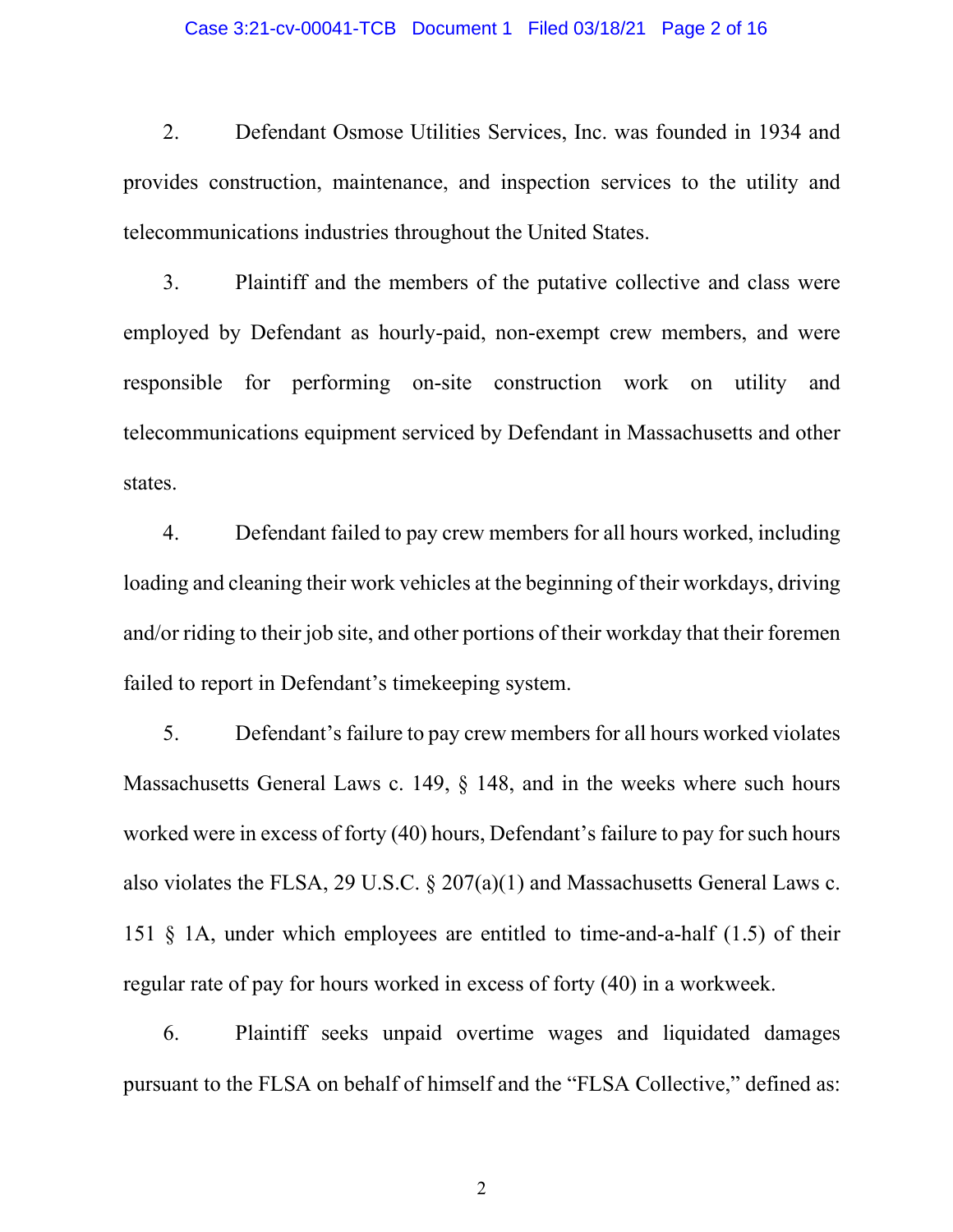2. Defendant Osmose Utilities Services, Inc. was founded in 1934 and provides construction, maintenance, and inspection services to the utility and telecommunications industries throughout the United States.

3. Plaintiff and the members of the putative collective and class were employed by Defendant as hourly-paid, non-exempt crew members, and were responsible for performing on-site construction work on utility and telecommunications equipment serviced by Defendant in Massachusetts and other states.

4. Defendant failed to pay crew members for all hours worked, including loading and cleaning their work vehicles at the beginning of their workdays, driving and/or riding to their job site, and other portions of their workday that their foremen failed to report in Defendant's timekeeping system.

5. Defendant's failure to pay crew members for all hours worked violates Massachusetts General Laws c. 149, § 148, and in the weeks where such hours worked were in excess of forty (40) hours, Defendant's failure to pay for such hours also violates the FLSA, 29 U.S.C. § 207(a)(1) and Massachusetts General Laws c. 151 § 1A, under which employees are entitled to time-and-a-half (1.5) of their regular rate of pay for hours worked in excess of forty (40) in a workweek.

6. Plaintiff seeks unpaid overtime wages and liquidated damages pursuant to the FLSA on behalf of himself and the "FLSA Collective," defined as: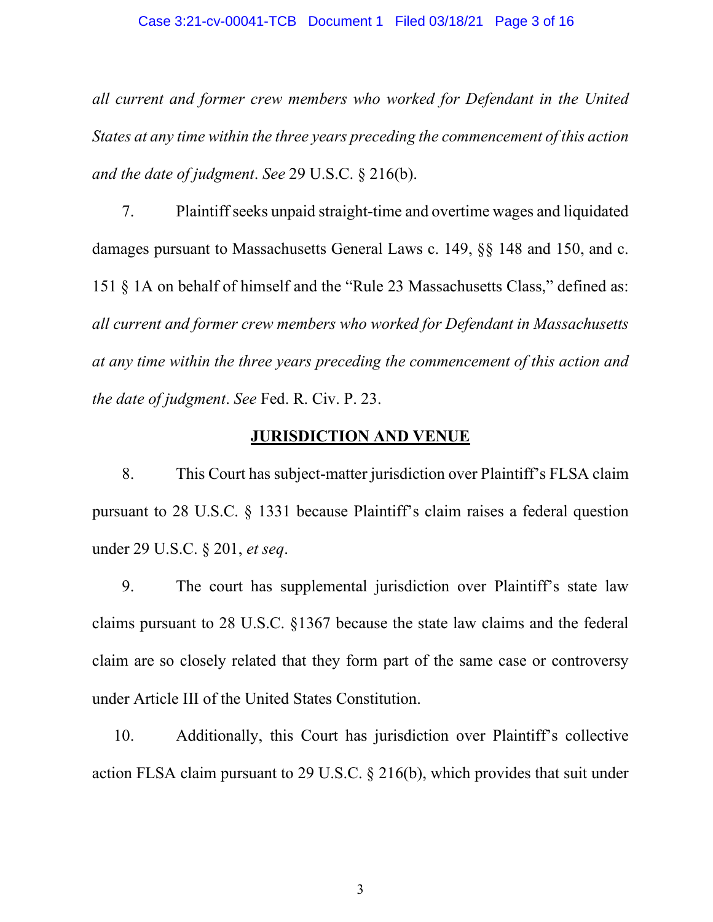*all current and former crew members who worked for Defendant in the United States at any time within the three years preceding the commencement of this action and the date of judgment*. *See* 29 U.S.C. § 216(b).

7. Plaintiff seeks unpaid straight-time and overtime wages and liquidated damages pursuant to Massachusetts General Laws c. 149, §§ 148 and 150, and c. 151 § 1A on behalf of himself and the "Rule 23 Massachusetts Class," defined as: *all current and former crew members who worked for Defendant in Massachusetts at any time within the three years preceding the commencement of this action and the date of judgment*. *See* Fed. R. Civ. P. 23.

## JURISDICTION AND VENUE

8. This Court has subject-matter jurisdiction over Plaintiff's FLSA claim pursuant to 28 U.S.C. § 1331 because Plaintiff's claim raises a federal question under 29 U.S.C. § 201, *et seq*.

9. The court has supplemental jurisdiction over Plaintiff's state law claims pursuant to 28 U.S.C. §1367 because the state law claims and the federal claim are so closely related that they form part of the same case or controversy under Article III of the United States Constitution.

10. Additionally, this Court has jurisdiction over Plaintiff's collective action FLSA claim pursuant to 29 U.S.C. § 216(b), which provides that suit under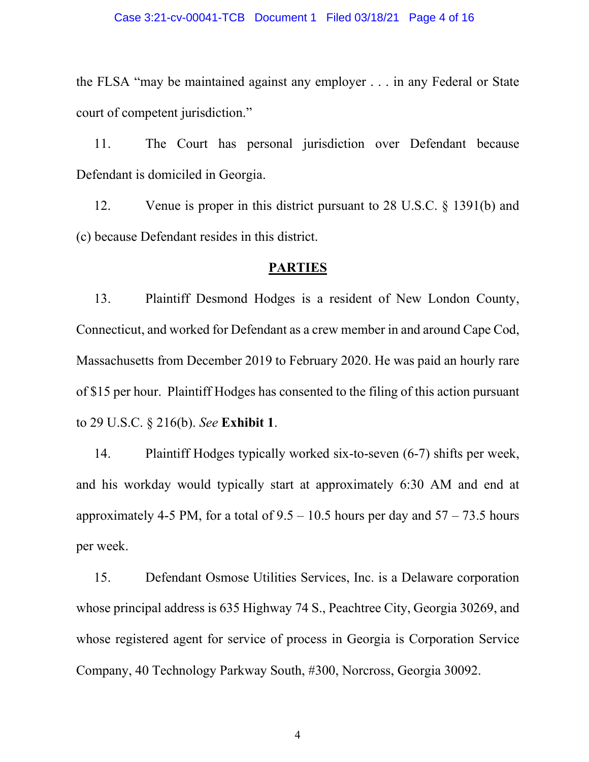the FLSA "may be maintained against any employer . . . in any Federal or State court of competent jurisdiction."

11. The Court has personal jurisdiction over Defendant because Defendant is domiciled in Georgia.

12. Venue is proper in this district pursuant to 28 U.S.C. § 1391(b) and (c) because Defendant resides in this district.

## PARTIES

13. Plaintiff Desmond Hodges is a resident of New London County, Connecticut, and worked for Defendant as a crew member in and around Cape Cod, Massachusetts from December 2019 to February 2020. He was paid an hourly rare of $15 per hour. Plaintiff Hodges has consented to the filing of this action pursuant to 29 U.S.C. § 216(b). *See* **Exhibit 1**.

14. Plaintiff Hodges typically worked six-to-seven (6-7) shifts per week, and his workday would typically start at approximately 6:30 AM and end at approximately 4-5 PM, for a total of 9.5 – 10.5 hours per day and 57 – 73.5 hours per week.

15. Defendant Osmose Utilities Services, Inc. is a Delaware corporation whose principal address is 635 Highway 74 S., Peachtree City, Georgia 30269, and whose registered agent for service of process in Georgia is Corporation Service Company, 40 Technology Parkway South, #300, Norcross, Georgia 30092.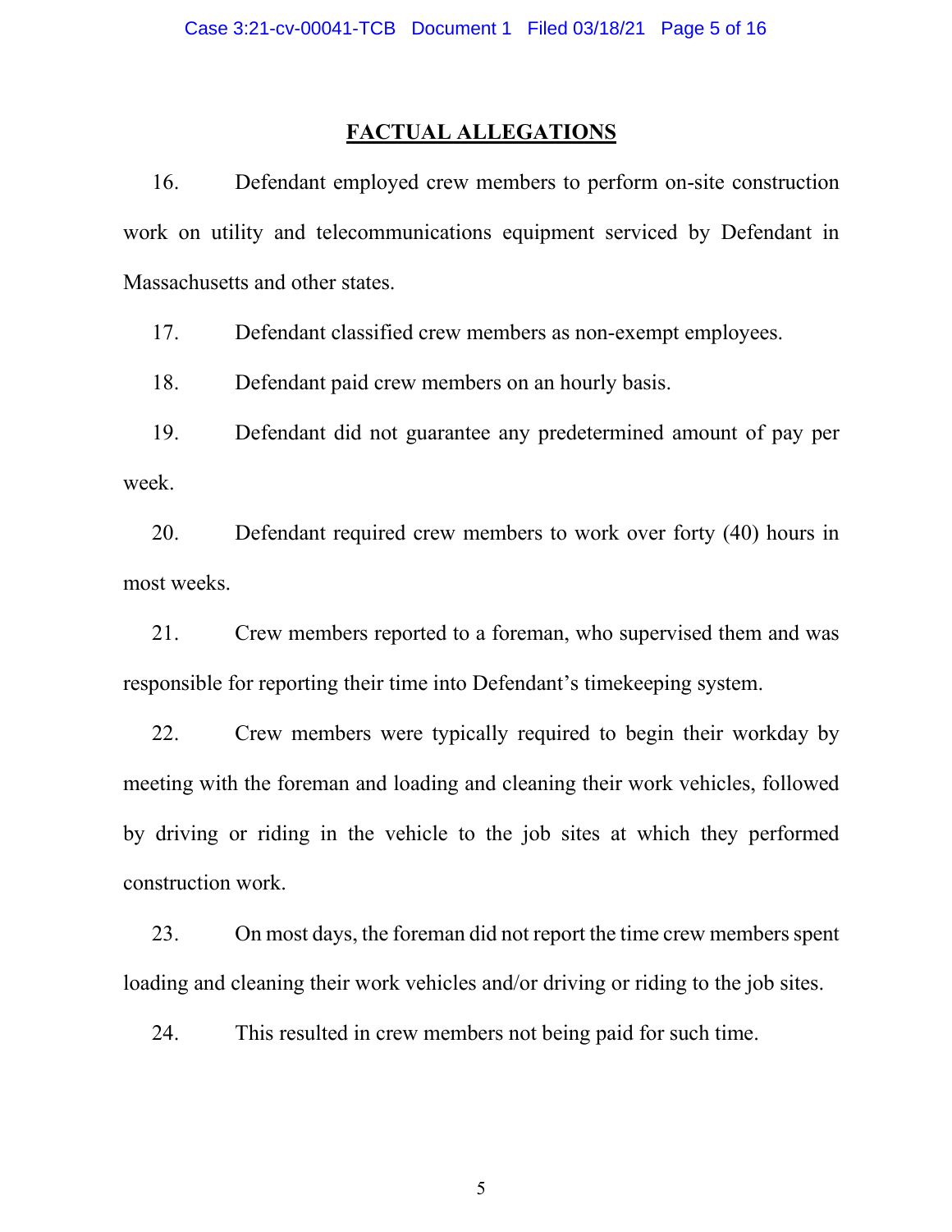## FACTUAL ALLEGATIONS

16. Defendant employed crew members to perform on-site construction work on utility and telecommunications equipment serviced by Defendant in Massachusetts and other states.

17. Defendant classified crew members as non-exempt employees.

18. Defendant paid crew members on an hourly basis.

19. Defendant did not guarantee any predetermined amount of pay per week.

20. Defendant required crew members to work over forty (40) hours in most weeks.

21. Crew members reported to a foreman, who supervised them and was responsible for reporting their time into Defendant's timekeeping system.

22. Crew members were typically required to begin their workday by meeting with the foreman and loading and cleaning their work vehicles, followed by driving or riding in the vehicle to the job sites at which they performed construction work.

23. On most days, the foreman did not report the time crew members spent loading and cleaning their work vehicles and/or driving or riding to the job sites.

24. This resulted in crew members not being paid for such time.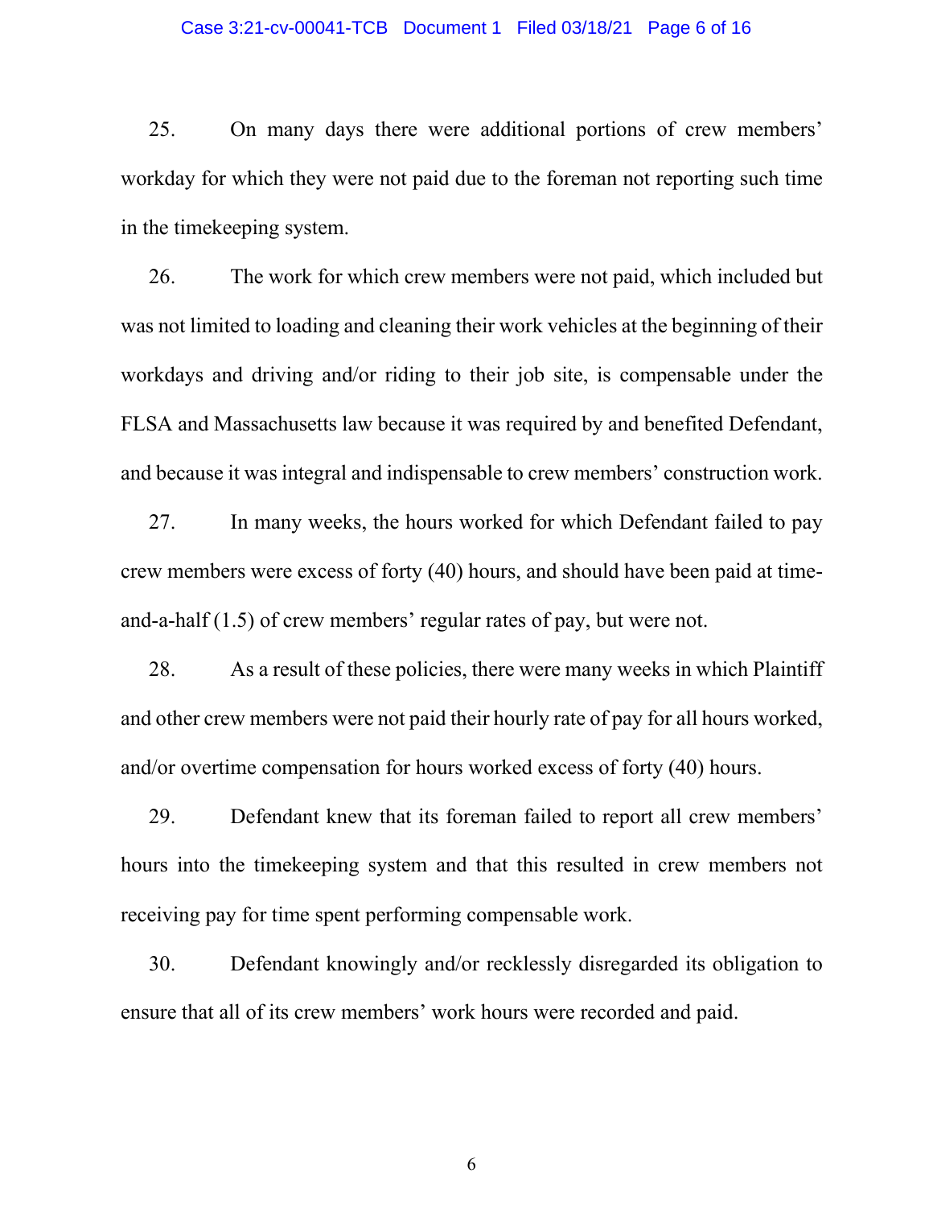25. On many days there were additional portions of crew members' workday for which they were not paid due to the foreman not reporting such time in the timekeeping system.

26. The work for which crew members were not paid, which included but was not limited to loading and cleaning their work vehicles at the beginning of their workdays and driving and/or riding to their job site, is compensable under the FLSA and Massachusetts law because it was required by and benefited Defendant, and because it was integral and indispensable to crew members' construction work.

27. In many weeks, the hours worked for which Defendant failed to pay crew members were excess of forty (40) hours, and should have been paid at time-and-a-half (1.5) of crew members' regular rates of pay, but were not.

28. As a result of these policies, there were many weeks in which Plaintiff and other crew members were not paid their hourly rate of pay for all hours worked, and/or overtime compensation for hours worked excess of forty (40) hours.

29. Defendant knew that its foreman failed to report all crew members' hours into the timekeeping system and that this resulted in crew members not receiving pay for time spent performing compensable work.

30. Defendant knowingly and/or recklessly disregarded its obligation to ensure that all of its crew members' work hours were recorded and paid.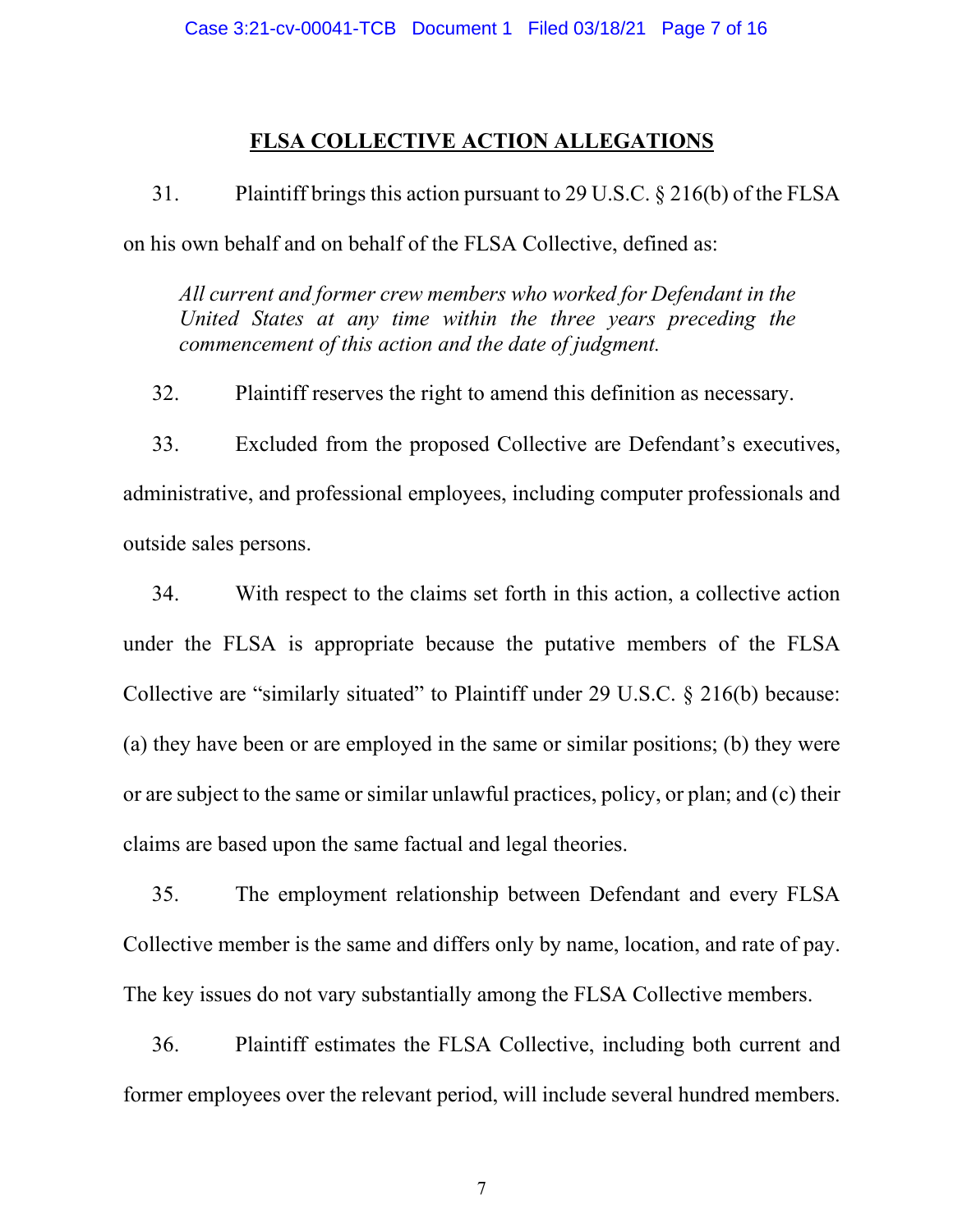## FLSA COLLECTIVE ACTION ALLEGATIONS

31. Plaintiff brings this action pursuant to 29 U.S.C. § 216(b) of the FLSA on his own behalf and on behalf of the FLSA Collective, defined as:

> *All current and former crew members who worked for Defendant in the United States at any time within the three years preceding the commencement of this action and the date of judgment.*

32. Plaintiff reserves the right to amend this definition as necessary.

33. Excluded from the proposed Collective are Defendant's executives, administrative, and professional employees, including computer professionals and outside sales persons.

34. With respect to the claims set forth in this action, a collective action under the FLSA is appropriate because the putative members of the FLSA Collective are "similarly situated" to Plaintiff under 29 U.S.C. § 216(b) because: (a) they have been or are employed in the same or similar positions; (b) they were or are subject to the same or similar unlawful practices, policy, or plan; and (c) their claims are based upon the same factual and legal theories.

35. The employment relationship between Defendant and every FLSA Collective member is the same and differs only by name, location, and rate of pay. The key issues do not vary substantially among the FLSA Collective members.

36. Plaintiff estimates the FLSA Collective, including both current and former employees over the relevant period, will include several hundred members.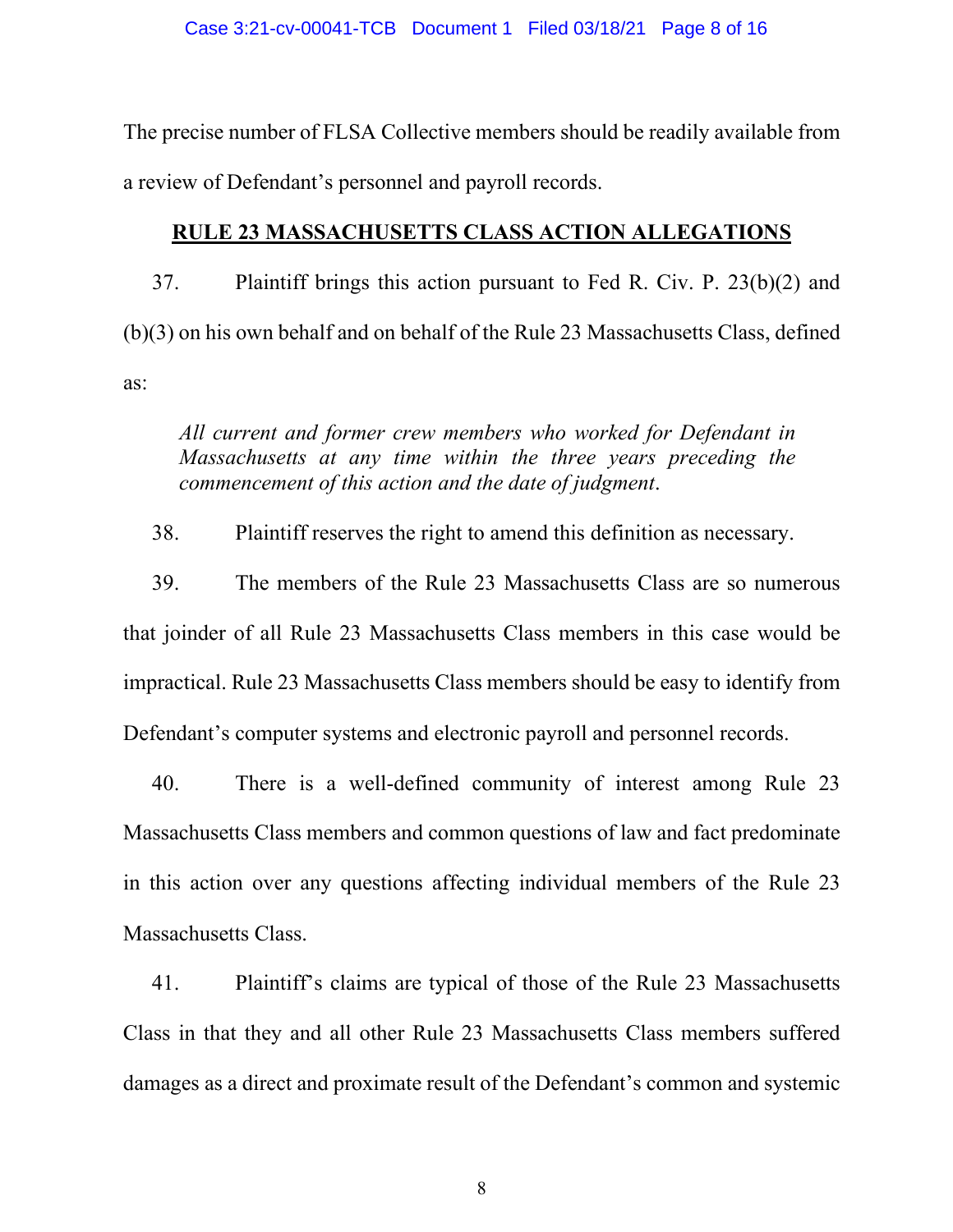The precise number of FLSA Collective members should be readily available from a review of Defendant's personnel and payroll records.

## RULE 23 MASSACHUSETTS CLASS ACTION ALLEGATIONS

37. Plaintiff brings this action pursuant to Fed R. Civ. P. 23(b)(2) and (b)(3) on his own behalf and on behalf of the Rule 23 Massachusetts Class, defined as:

> *All current and former crew members who worked for Defendant in Massachusetts at any time within the three years preceding the commencement of this action and the date of judgment*.

38. Plaintiff reserves the right to amend this definition as necessary.

39. The members of the Rule 23 Massachusetts Class are so numerous that joinder of all Rule 23 Massachusetts Class members in this case would be impractical. Rule 23 Massachusetts Class members should be easy to identify from Defendant's computer systems and electronic payroll and personnel records.

40. There is a well-defined community of interest among Rule 23 Massachusetts Class members and common questions of law and fact predominate in this action over any questions affecting individual members of the Rule 23 Massachusetts Class.

41. Plaintiff's claims are typical of those of the Rule 23 Massachusetts Class in that they and all other Rule 23 Massachusetts Class members suffered damages as a direct and proximate result of the Defendant's common and systemic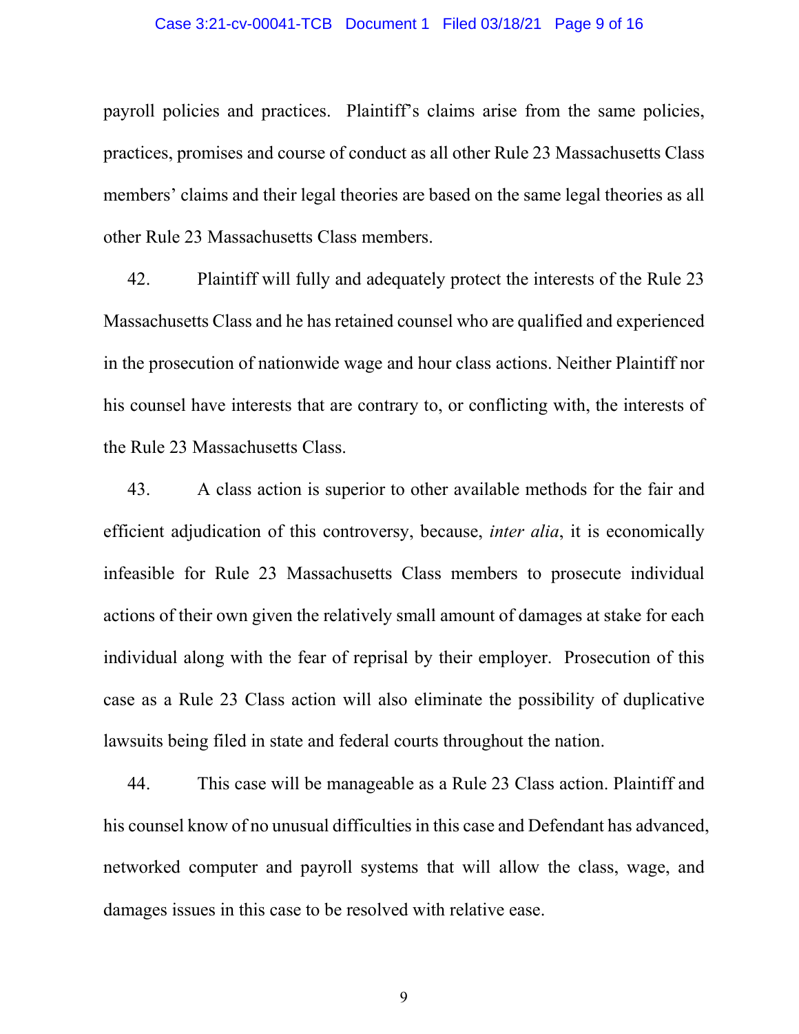payroll policies and practices. Plaintiff's claims arise from the same policies, practices, promises and course of conduct as all other Rule 23 Massachusetts Class members' claims and their legal theories are based on the same legal theories as all other Rule 23 Massachusetts Class members.

42. Plaintiff will fully and adequately protect the interests of the Rule 23 Massachusetts Class and he has retained counsel who are qualified and experienced in the prosecution of nationwide wage and hour class actions. Neither Plaintiff nor his counsel have interests that are contrary to, or conflicting with, the interests of the Rule 23 Massachusetts Class.

43. A class action is superior to other available methods for the fair and efficient adjudication of this controversy, because, *inter alia*, it is economically infeasible for Rule 23 Massachusetts Class members to prosecute individual actions of their own given the relatively small amount of damages at stake for each individual along with the fear of reprisal by their employer. Prosecution of this case as a Rule 23 Class action will also eliminate the possibility of duplicative lawsuits being filed in state and federal courts throughout the nation.

44. This case will be manageable as a Rule 23 Class action. Plaintiff and his counsel know of no unusual difficulties in this case and Defendant has advanced, networked computer and payroll systems that will allow the class, wage, and damages issues in this case to be resolved with relative ease.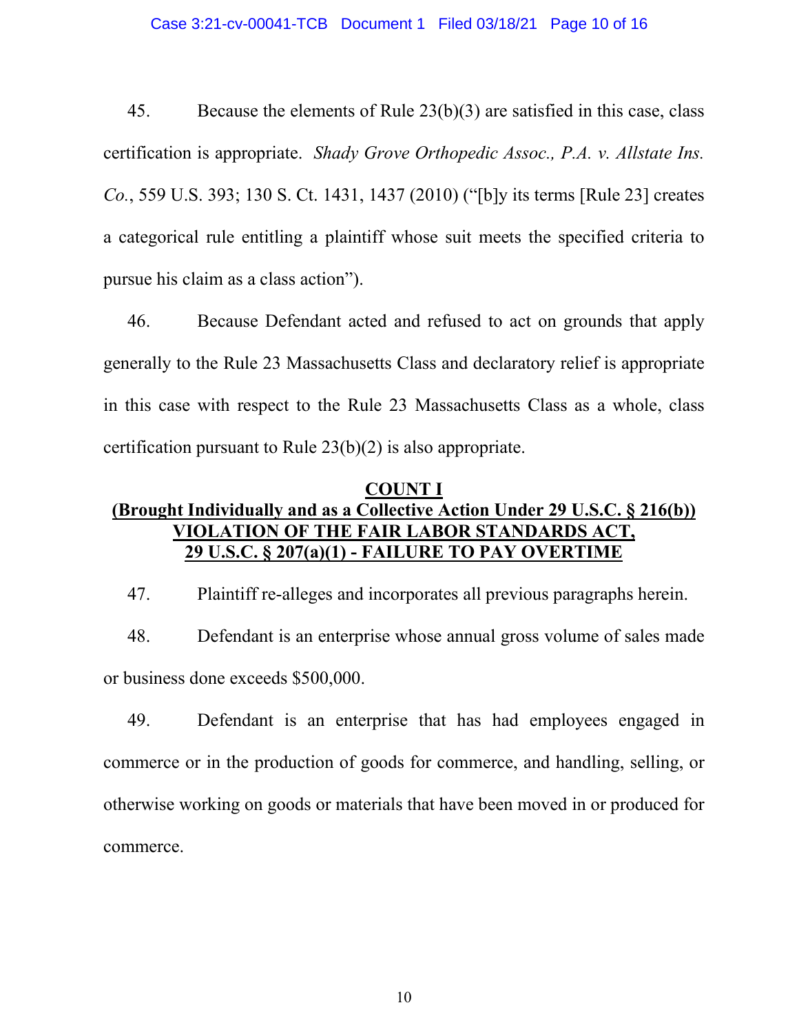45. Because the elements of Rule 23(b)(3) are satisfied in this case, class certification is appropriate. *Shady Grove Orthopedic Assoc., P.A. v. Allstate Ins. Co.*, 559 U.S. 393; 130 S. Ct. 1431, 1437 (2010) ("[b]y its terms [Rule 23] creates a categorical rule entitling a plaintiff whose suit meets the specified criteria to pursue his claim as a class action").

46. Because Defendant acted and refused to act on grounds that apply generally to the Rule 23 Massachusetts Class and declaratory relief is appropriate in this case with respect to the Rule 23 Massachusetts Class as a whole, class certification pursuant to Rule 23(b)(2) is also appropriate.

**COUNT I**
**(Brought Individually and as a Collective Action Under 29 U.S.C. § 216(b))**
**VIOLATION OF THE FAIR LABOR STANDARDS ACT,**
**29 U.S.C. § 207(a)(1) - FAILURE TO PAY OVERTIME**

47. Plaintiff re-alleges and incorporates all previous paragraphs herein.

48. Defendant is an enterprise whose annual gross volume of sales made or business done exceeds $500,000.

49. Defendant is an enterprise that has had employees engaged in commerce or in the production of goods for commerce, and handling, selling, or otherwise working on goods or materials that have been moved in or produced for commerce.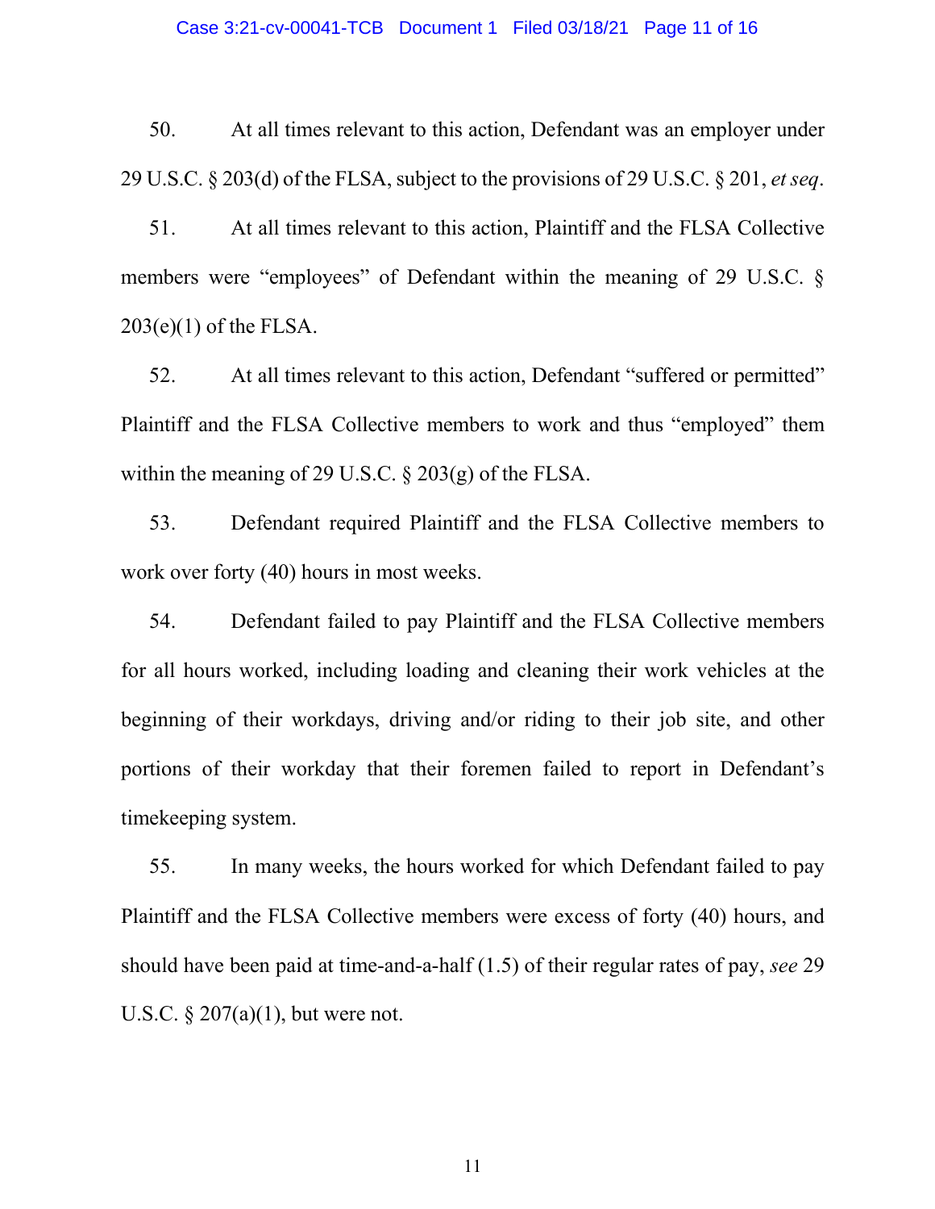50. At all times relevant to this action, Defendant was an employer under 29 U.S.C. § 203(d) of the FLSA, subject to the provisions of 29 U.S.C. § 201, *et seq*.

51. At all times relevant to this action, Plaintiff and the FLSA Collective members were "employees" of Defendant within the meaning of 29 U.S.C. § 203(e)(1) of the FLSA.

52. At all times relevant to this action, Defendant "suffered or permitted" Plaintiff and the FLSA Collective members to work and thus "employed" them within the meaning of 29 U.S.C. § 203(g) of the FLSA.

53. Defendant required Plaintiff and the FLSA Collective members to work over forty (40) hours in most weeks.

54. Defendant failed to pay Plaintiff and the FLSA Collective members for all hours worked, including loading and cleaning their work vehicles at the beginning of their workdays, driving and/or riding to their job site, and other portions of their workday that their foremen failed to report in Defendant's timekeeping system.

55. In many weeks, the hours worked for which Defendant failed to pay Plaintiff and the FLSA Collective members were excess of forty (40) hours, and should have been paid at time-and-a-half (1.5) of their regular rates of pay, *see* 29 U.S.C. § 207(a)(1), but were not.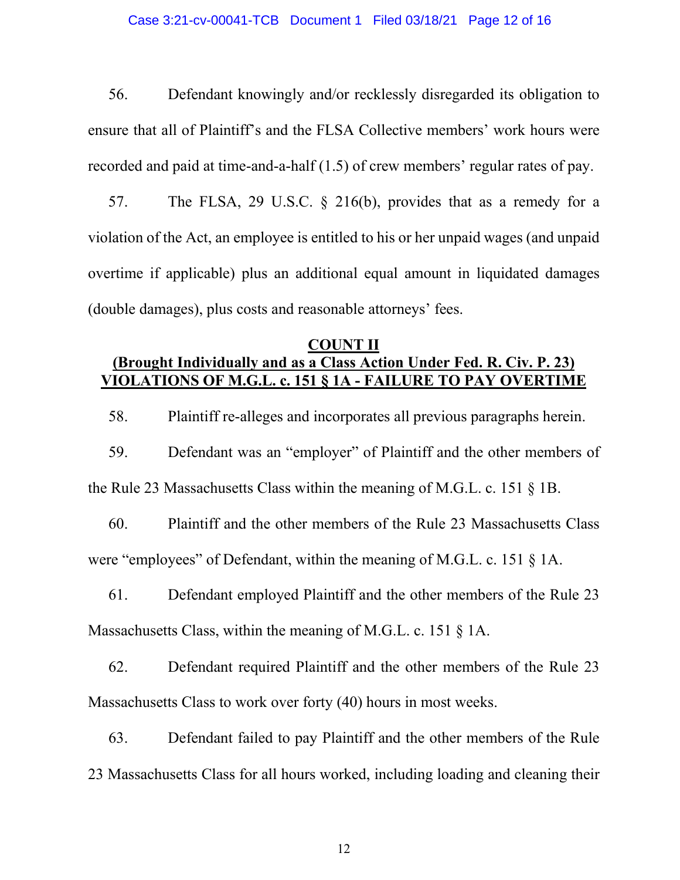56. Defendant knowingly and/or recklessly disregarded its obligation to ensure that all of Plaintiff's and the FLSA Collective members' work hours were recorded and paid at time-and-a-half (1.5) of crew members' regular rates of pay.

57. The FLSA, 29 U.S.C. § 216(b), provides that as a remedy for a violation of the Act, an employee is entitled to his or her unpaid wages (and unpaid overtime if applicable) plus an additional equal amount in liquidated damages (double damages), plus costs and reasonable attorneys' fees.

**COUNT II**
**(Brought Individually and as a Class Action Under Fed. R. Civ. P. 23)**
**VIOLATIONS OF M.G.L. c. 151 § 1A - FAILURE TO PAY OVERTIME**

58. Plaintiff re-alleges and incorporates all previous paragraphs herein.

59. Defendant was an "employer" of Plaintiff and the other members of the Rule 23 Massachusetts Class within the meaning of M.G.L. c. 151 § 1B.

60. Plaintiff and the other members of the Rule 23 Massachusetts Class were "employees" of Defendant, within the meaning of M.G.L. c. 151 § 1A.

61. Defendant employed Plaintiff and the other members of the Rule 23 Massachusetts Class, within the meaning of M.G.L. c. 151 § 1A.

62. Defendant required Plaintiff and the other members of the Rule 23 Massachusetts Class to work over forty (40) hours in most weeks.

63. Defendant failed to pay Plaintiff and the other members of the Rule 23 Massachusetts Class for all hours worked, including loading and cleaning their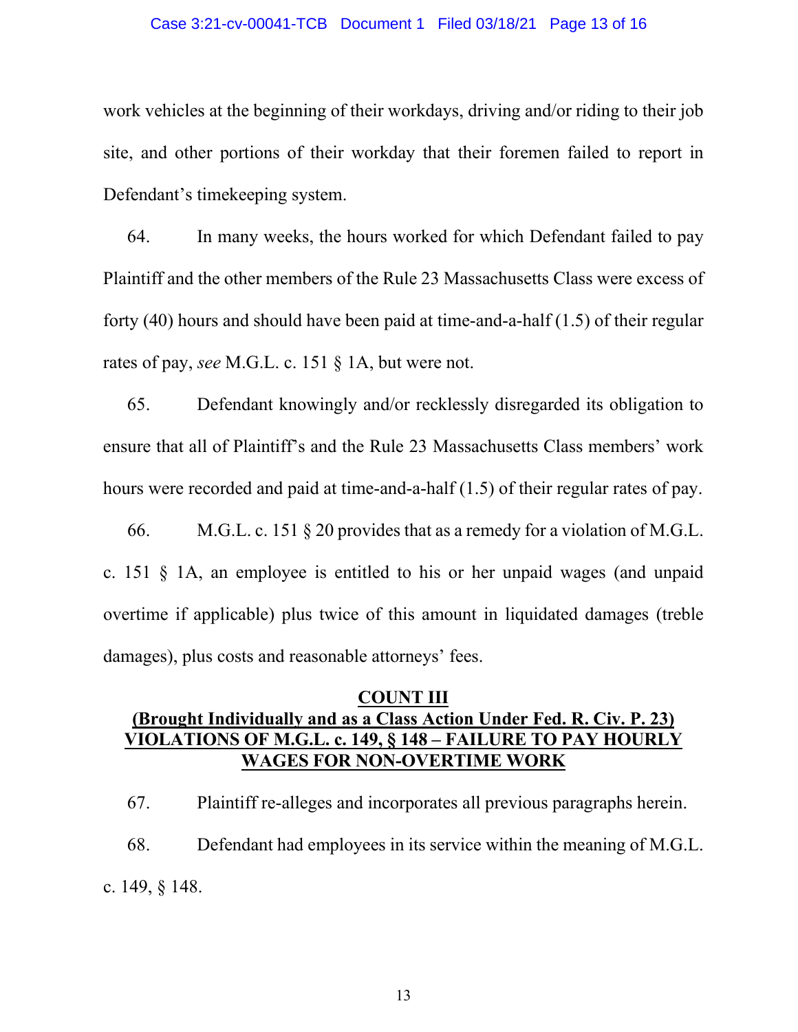work vehicles at the beginning of their workdays, driving and/or riding to their job site, and other portions of their workday that their foremen failed to report in Defendant's timekeeping system.

64. In many weeks, the hours worked for which Defendant failed to pay Plaintiff and the other members of the Rule 23 Massachusetts Class were excess of forty (40) hours and should have been paid at time-and-a-half (1.5) of their regular rates of pay, *see* M.G.L. c. 151 § 1A, but were not.

65. Defendant knowingly and/or recklessly disregarded its obligation to ensure that all of Plaintiff's and the Rule 23 Massachusetts Class members' work hours were recorded and paid at time-and-a-half (1.5) of their regular rates of pay.

66. M.G.L. c. 151 § 20 provides that as a remedy for a violation of M.G.L. c. 151 § 1A, an employee is entitled to his or her unpaid wages (and unpaid overtime if applicable) plus twice of this amount in liquidated damages (treble damages), plus costs and reasonable attorneys' fees.

**COUNT III**
**(Brought Individually and as a Class Action Under Fed. R. Civ. P. 23)**
**VIOLATIONS OF M.G.L. c. 149, § 148 – FAILURE TO PAY HOURLY WAGES FOR NON-OVERTIME WORK**

67. Plaintiff re-alleges and incorporates all previous paragraphs herein.

68. Defendant had employees in its service within the meaning of M.G.L. c. 149, § 148.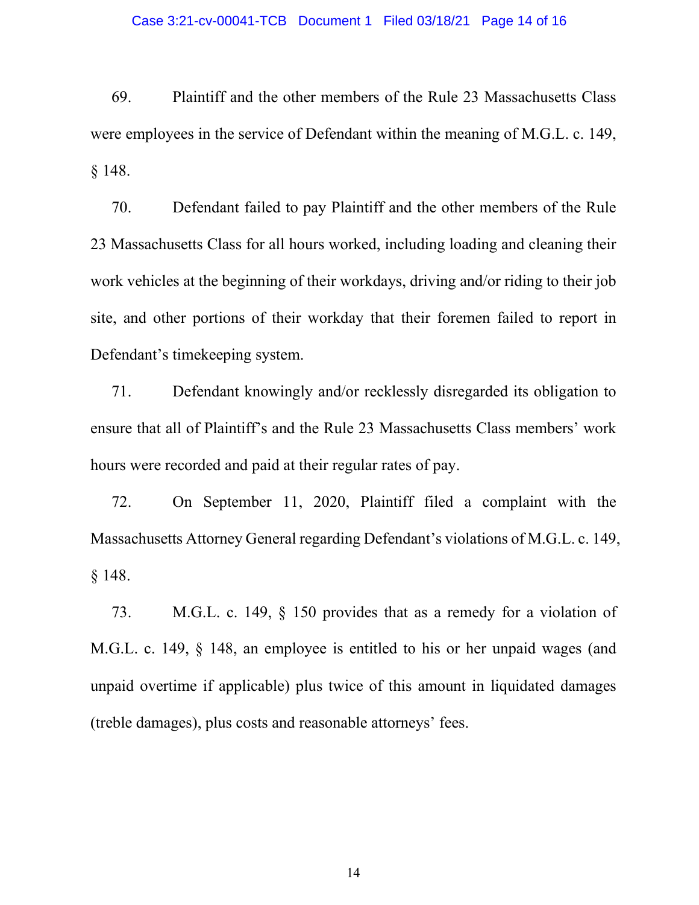69. Plaintiff and the other members of the Rule 23 Massachusetts Class were employees in the service of Defendant within the meaning of M.G.L. c. 149, § 148.

70. Defendant failed to pay Plaintiff and the other members of the Rule 23 Massachusetts Class for all hours worked, including loading and cleaning their work vehicles at the beginning of their workdays, driving and/or riding to their job site, and other portions of their workday that their foremen failed to report in Defendant's timekeeping system.

71. Defendant knowingly and/or recklessly disregarded its obligation to ensure that all of Plaintiff's and the Rule 23 Massachusetts Class members' work hours were recorded and paid at their regular rates of pay.

72. On September 11, 2020, Plaintiff filed a complaint with the Massachusetts Attorney General regarding Defendant's violations of M.G.L. c. 149, § 148.

73. M.G.L. c. 149, § 150 provides that as a remedy for a violation of M.G.L. c. 149, § 148, an employee is entitled to his or her unpaid wages (and unpaid overtime if applicable) plus twice of this amount in liquidated damages (treble damages), plus costs and reasonable attorneys' fees.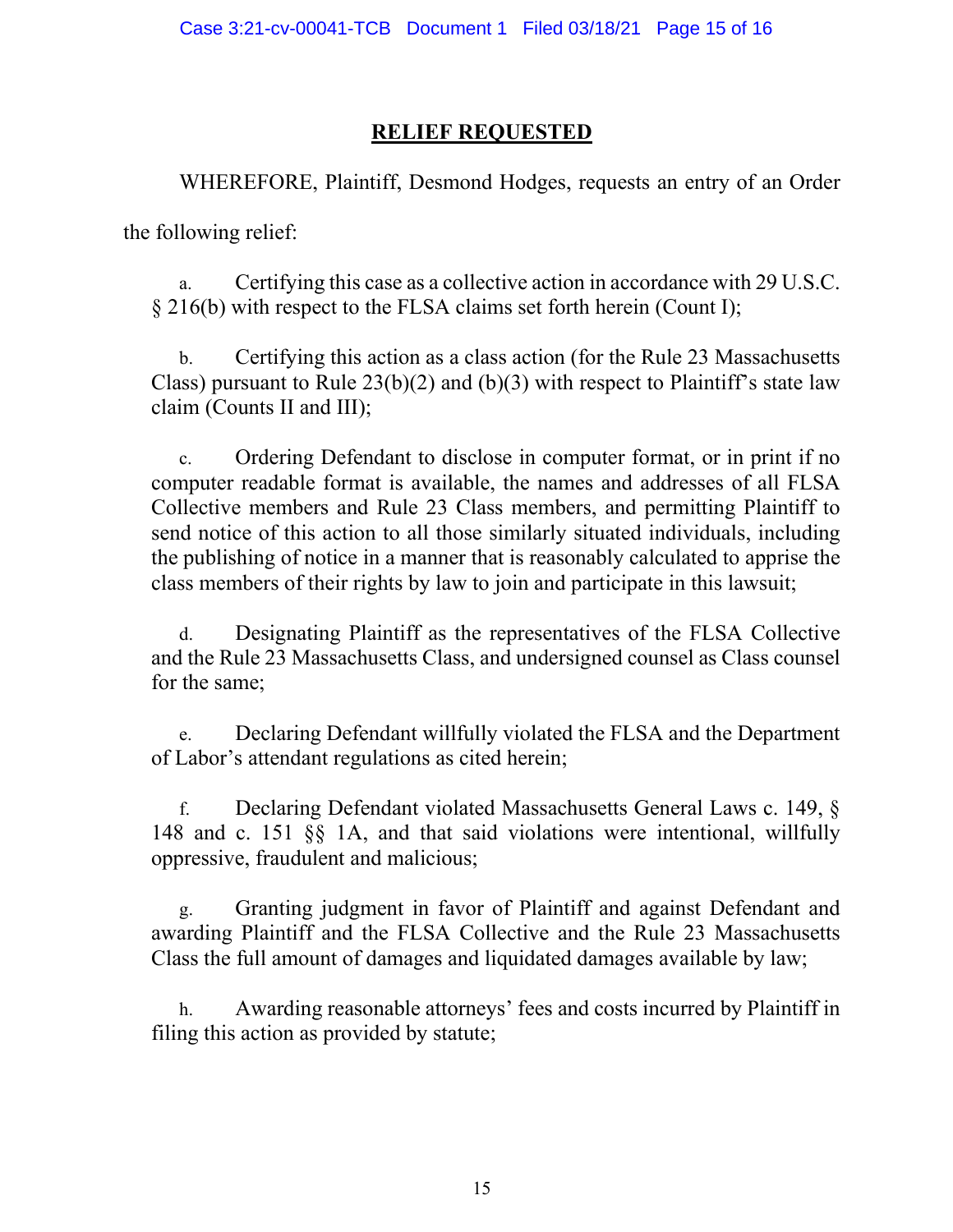## RELIEF REQUESTED

WHEREFORE, Plaintiff, Desmond Hodges, requests an entry of an Order the following relief:

a. Certifying this case as a collective action in accordance with 29 U.S.C. § 216(b) with respect to the FLSA claims set forth herein (Count I);

b. Certifying this action as a class action (for the Rule 23 Massachusetts Class) pursuant to Rule 23(b)(2) and (b)(3) with respect to Plaintiff's state law claim (Counts II and III);

c. Ordering Defendant to disclose in computer format, or in print if no computer readable format is available, the names and addresses of all FLSA Collective members and Rule 23 Class members, and permitting Plaintiff to send notice of this action to all those similarly situated individuals, including the publishing of notice in a manner that is reasonably calculated to apprise the class members of their rights by law to join and participate in this lawsuit;

d. Designating Plaintiff as the representatives of the FLSA Collective and the Rule 23 Massachusetts Class, and undersigned counsel as Class counsel for the same;

e. Declaring Defendant willfully violated the FLSA and the Department of Labor's attendant regulations as cited herein;

f. Declaring Defendant violated Massachusetts General Laws c. 149, § 148 and c. 151 §§ 1A, and that said violations were intentional, willfully oppressive, fraudulent and malicious;

g. Granting judgment in favor of Plaintiff and against Defendant and awarding Plaintiff and the FLSA Collective and the Rule 23 Massachusetts Class the full amount of damages and liquidated damages available by law;

h. Awarding reasonable attorneys' fees and costs incurred by Plaintiff in filing this action as provided by statute;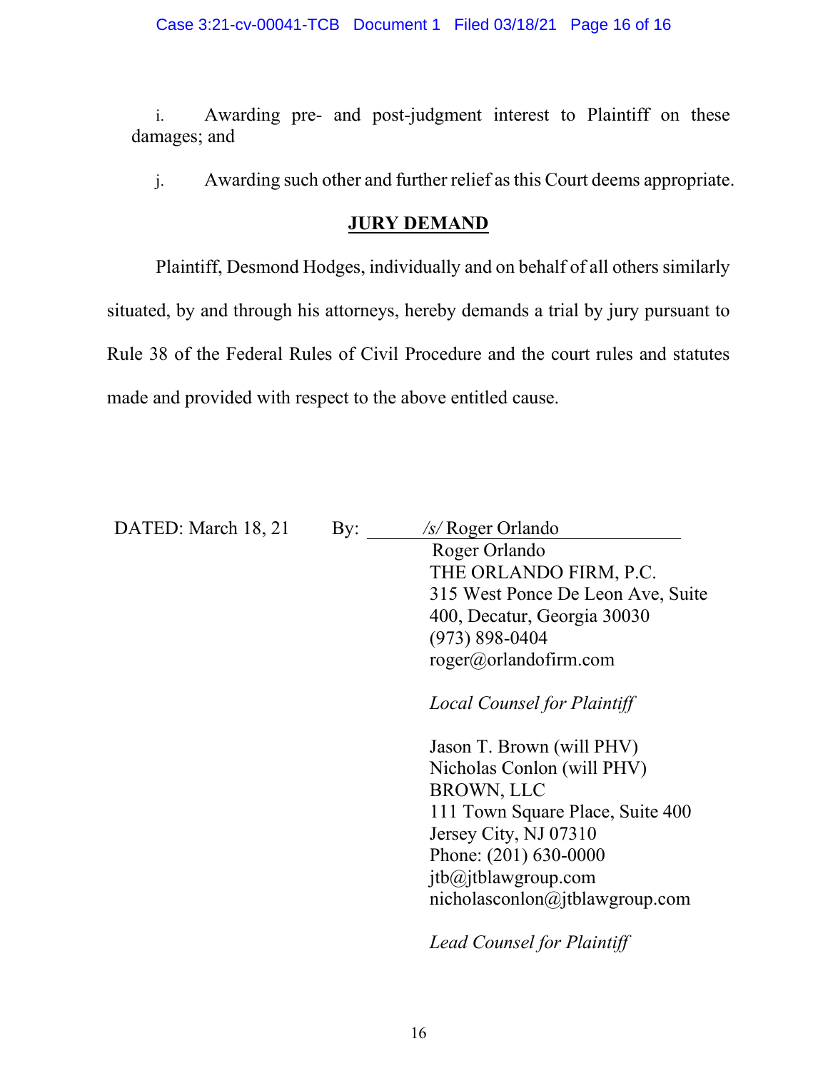i. Awarding pre- and post-judgment interest to Plaintiff on these damages; and

j. Awarding such other and further relief as this Court deems appropriate.

**JURY DEMAND**

Plaintiff, Desmond Hodges, individually and on behalf of all others similarly situated, by and through his attorneys, hereby demands a trial by jury pursuant to Rule 38 of the Federal Rules of Civil Procedure and the court rules and statutes made and provided with respect to the above entitled cause.

DATED: March 18, 21

By: /s/ Roger Orlando

Roger Orlando
THE ORLANDO FIRM, P.C.
315 West Ponce De Leon Ave, Suite 400, Decatur, Georgia 30030
(973) 898-0404
roger@orlandofirm.com

*Local Counsel for Plaintiff*

Jason T. Brown (will PHV)
Nicholas Conlon (will PHV)
BROWN, LLC
111 Town Square Place, Suite 400
Jersey City, NJ 07310
Phone: (201) 630-0000
jtb@jtblawgroup.com
nicholasconlon@jtblawgroup.com

*Lead Counsel for Plaintiff*